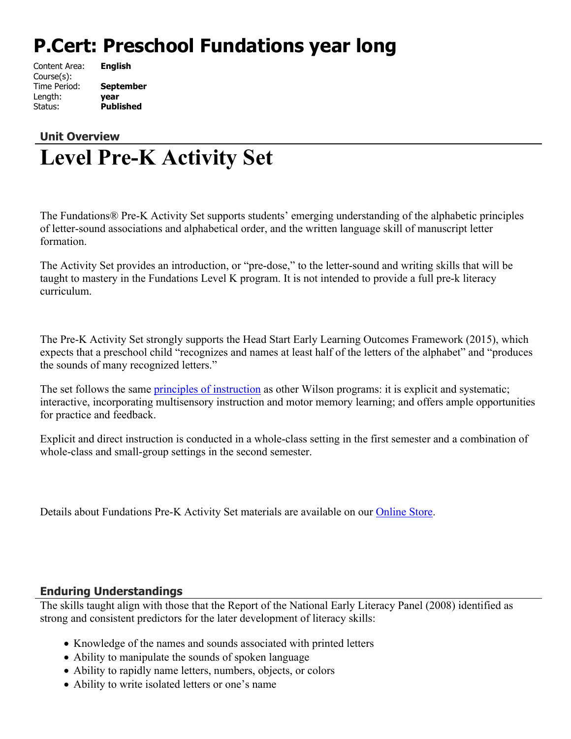# P.Cert: Preschool Fundations year long

| | |
|---|---|
| Content Area: | **English** |
| Course(s): | |
| Time Period: | **September** |
| Length: | **year** |
| Status: | **Published** |

### Unit Overview

# Level Pre-K Activity Set

The Fundations® Pre-K Activity Set supports students' emerging understanding of the alphabetic principles of letter-sound associations and alphabetical order, and the written language skill of manuscript letter formation.

The Activity Set provides an introduction, or "pre-dose," to the letter-sound and writing skills that will be taught to mastery in the Fundations Level K program. It is not intended to provide a full pre-k literacy curriculum.

The Pre-K Activity Set strongly supports the Head Start Early Learning Outcomes Framework (2015), which expects that a preschool child "recognizes and names at least half of the letters of the alphabet" and "produces the sounds of many recognized letters."

The set follows the same principles of instruction as other Wilson programs: it is explicit and systematic; interactive, incorporating multisensory instruction and motor memory learning; and offers ample opportunities for practice and feedback.

Explicit and direct instruction is conducted in a whole-class setting in the first semester and a combination of whole-class and small-group settings in the second semester.

Details about Fundations Pre-K Activity Set materials are available on our Online Store.

### Enduring Understandings

The skills taught align with those that the Report of the National Early Literacy Panel (2008) identified as strong and consistent predictors for the later development of literacy skills:

- Knowledge of the names and sounds associated with printed letters
- Ability to manipulate the sounds of spoken language
- Ability to rapidly name letters, numbers, objects, or colors
- Ability to write isolated letters or one's name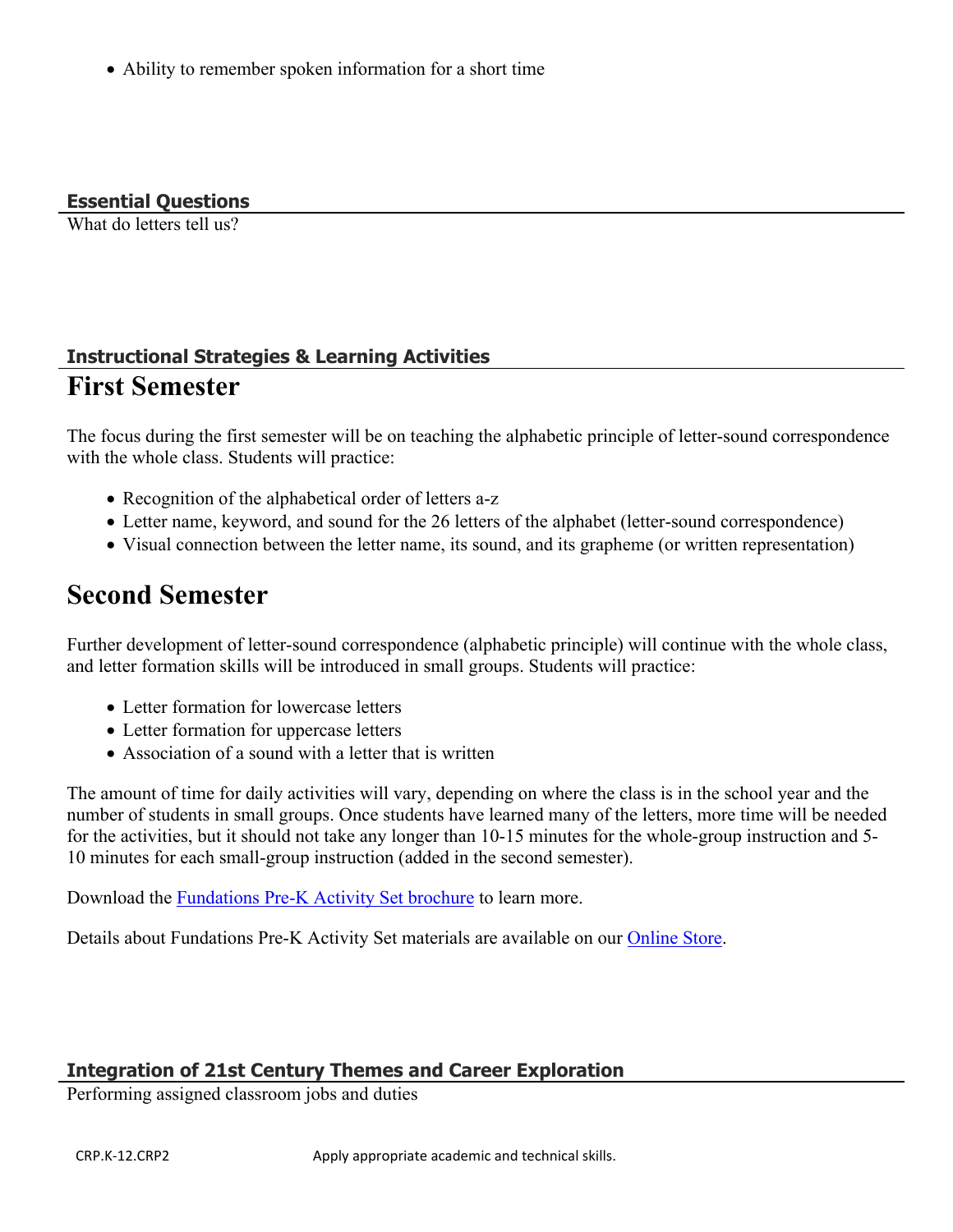- Ability to remember spoken information for a short time

### Essential Questions

What do letters tell us?

### Instructional Strategies & Learning Activities

# First Semester

The focus during the first semester will be on teaching the alphabetic principle of letter-sound correspondence with the whole class. Students will practice:

- Recognition of the alphabetical order of letters a-z
- Letter name, keyword, and sound for the 26 letters of the alphabet (letter-sound correspondence)
- Visual connection between the letter name, its sound, and its grapheme (or written representation)

# Second Semester

Further development of letter-sound correspondence (alphabetic principle) will continue with the whole class, and letter formation skills will be introduced in small groups. Students will practice:

- Letter formation for lowercase letters
- Letter formation for uppercase letters
- Association of a sound with a letter that is written

The amount of time for daily activities will vary, depending on where the class is in the school year and the number of students in small groups. Once students have learned many of the letters, more time will be needed for the activities, but it should not take any longer than 10-15 minutes for the whole-group instruction and 5-10 minutes for each small-group instruction (added in the second semester).

Download the Fundations Pre-K Activity Set brochure to learn more.

Details about Fundations Pre-K Activity Set materials are available on our Online Store.

### Integration of 21st Century Themes and Career Exploration

Performing assigned classroom jobs and duties

| CRP.K-12.CRP2 | Apply appropriate academic and technical skills. |
|---|---|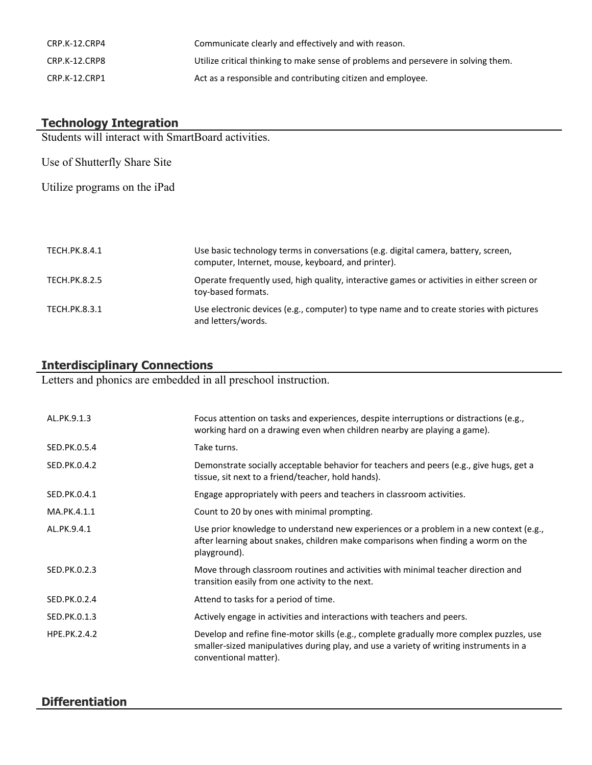| | |
|---|---|
| CRP.K-12.CRP4 | Communicate clearly and effectively and with reason. |
| CRP.K-12.CRP8 | Utilize critical thinking to make sense of problems and persevere in solving them. |
| CRP.K-12.CRP1 | Act as a responsible and contributing citizen and employee. |

## Technology Integration

Students will interact with SmartBoard activities.

Use of Shutterfly Share Site

Utilize programs on the iPad

| | |
|---|---|
| TECH.PK.8.4.1 | Use basic technology terms in conversations (e.g. digital camera, battery, screen, computer, Internet, mouse, keyboard, and printer). |
| TECH.PK.8.2.5 | Operate frequently used, high quality, interactive games or activities in either screen or toy-based formats. |
| TECH.PK.8.3.1 | Use electronic devices (e.g., computer) to type name and to create stories with pictures and letters/words. |

## Interdisciplinary Connections

Letters and phonics are embedded in all preschool instruction.

| | |
|---|---|
| AL.PK.9.1.3 | Focus attention on tasks and experiences, despite interruptions or distractions (e.g., working hard on a drawing even when children nearby are playing a game). |
| SED.PK.0.5.4 | Take turns. |
| SED.PK.0.4.2 | Demonstrate socially acceptable behavior for teachers and peers (e.g., give hugs, get a tissue, sit next to a friend/teacher, hold hands). |
| SED.PK.0.4.1 | Engage appropriately with peers and teachers in classroom activities. |
| MA.PK.4.1.1 | Count to 20 by ones with minimal prompting. |
| AL.PK.9.4.1 | Use prior knowledge to understand new experiences or a problem in a new context (e.g., after learning about snakes, children make comparisons when finding a worm on the playground). |
| SED.PK.0.2.3 | Move through classroom routines and activities with minimal teacher direction and transition easily from one activity to the next. |
| SED.PK.0.2.4 | Attend to tasks for a period of time. |
| SED.PK.0.1.3 | Actively engage in activities and interactions with teachers and peers. |
| HPE.PK.2.4.2 | Develop and refine fine-motor skills (e.g., complete gradually more complex puzzles, use smaller-sized manipulatives during play, and use a variety of writing instruments in a conventional matter). |

## Differentiation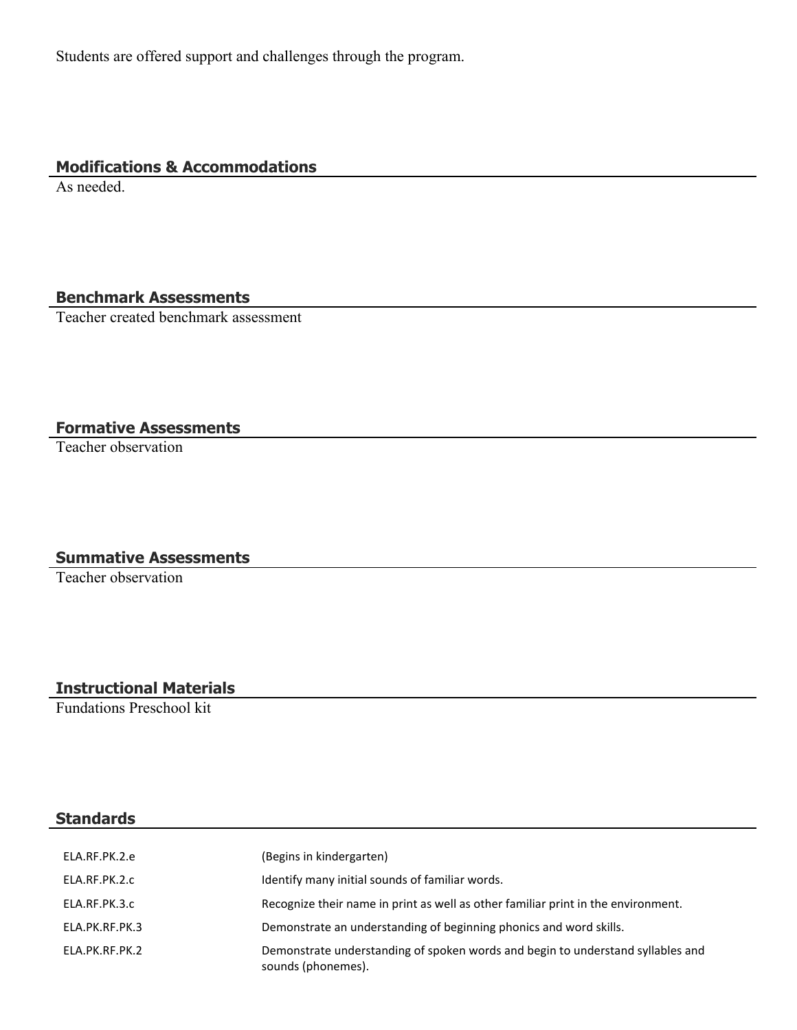Students are offered support and challenges through the program.

## Modifications & Accommodations

As needed.

## Benchmark Assessments

Teacher created benchmark assessment

## Formative Assessments

Teacher observation

## Summative Assessments

Teacher observation

## Instructional Materials

Fundations Preschool kit

## Standards

| | |
|---|---|
| ELA.RF.PK.2.e | (Begins in kindergarten) |
| ELA.RF.PK.2.c | Identify many initial sounds of familiar words. |
| ELA.RF.PK.3.c | Recognize their name in print as well as other familiar print in the environment. |
| ELA.PK.RF.PK.3 | Demonstrate an understanding of beginning phonics and word skills. |
| ELA.PK.RF.PK.2 | Demonstrate understanding of spoken words and begin to understand syllables and sounds (phonemes). |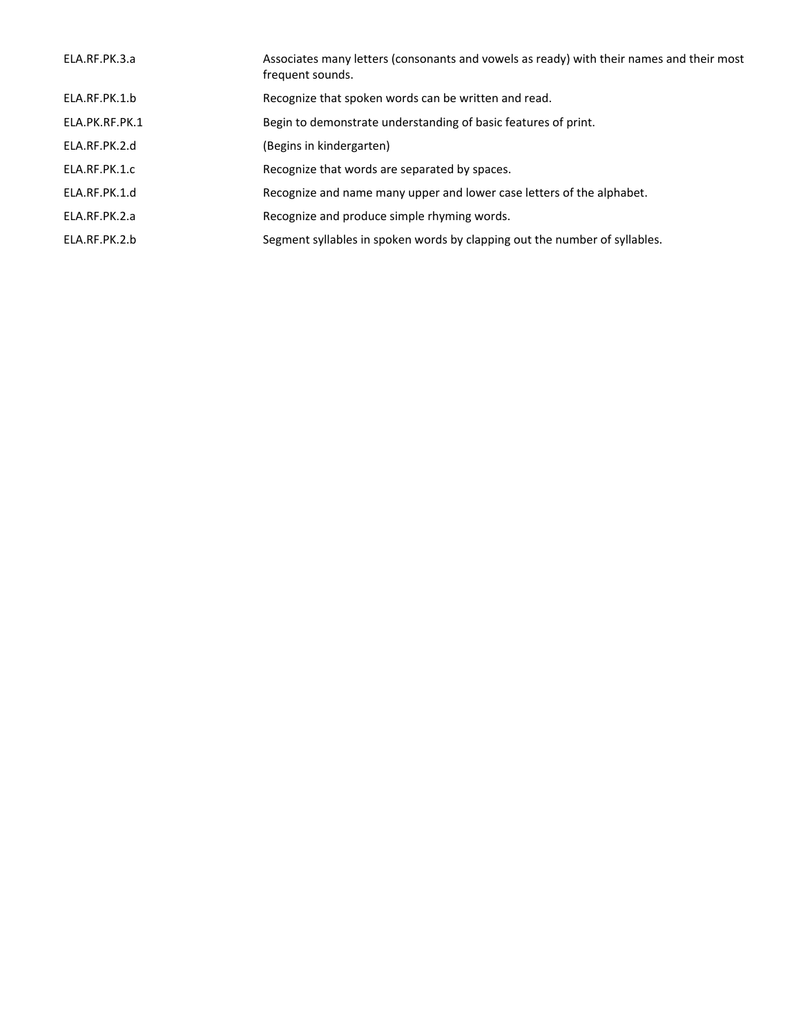| | |
|---|---|
| ELA.RF.PK.3.a | Associates many letters (consonants and vowels as ready) with their names and their most frequent sounds. |
| ELA.RF.PK.1.b | Recognize that spoken words can be written and read. |
| ELA.PK.RF.PK.1 | Begin to demonstrate understanding of basic features of print. |
| ELA.RF.PK.2.d | (Begins in kindergarten) |
| ELA.RF.PK.1.c | Recognize that words are separated by spaces. |
| ELA.RF.PK.1.d | Recognize and name many upper and lower case letters of the alphabet. |
| ELA.RF.PK.2.a | Recognize and produce simple rhyming words. |
| ELA.RF.PK.2.b | Segment syllables in spoken words by clapping out the number of syllables. |